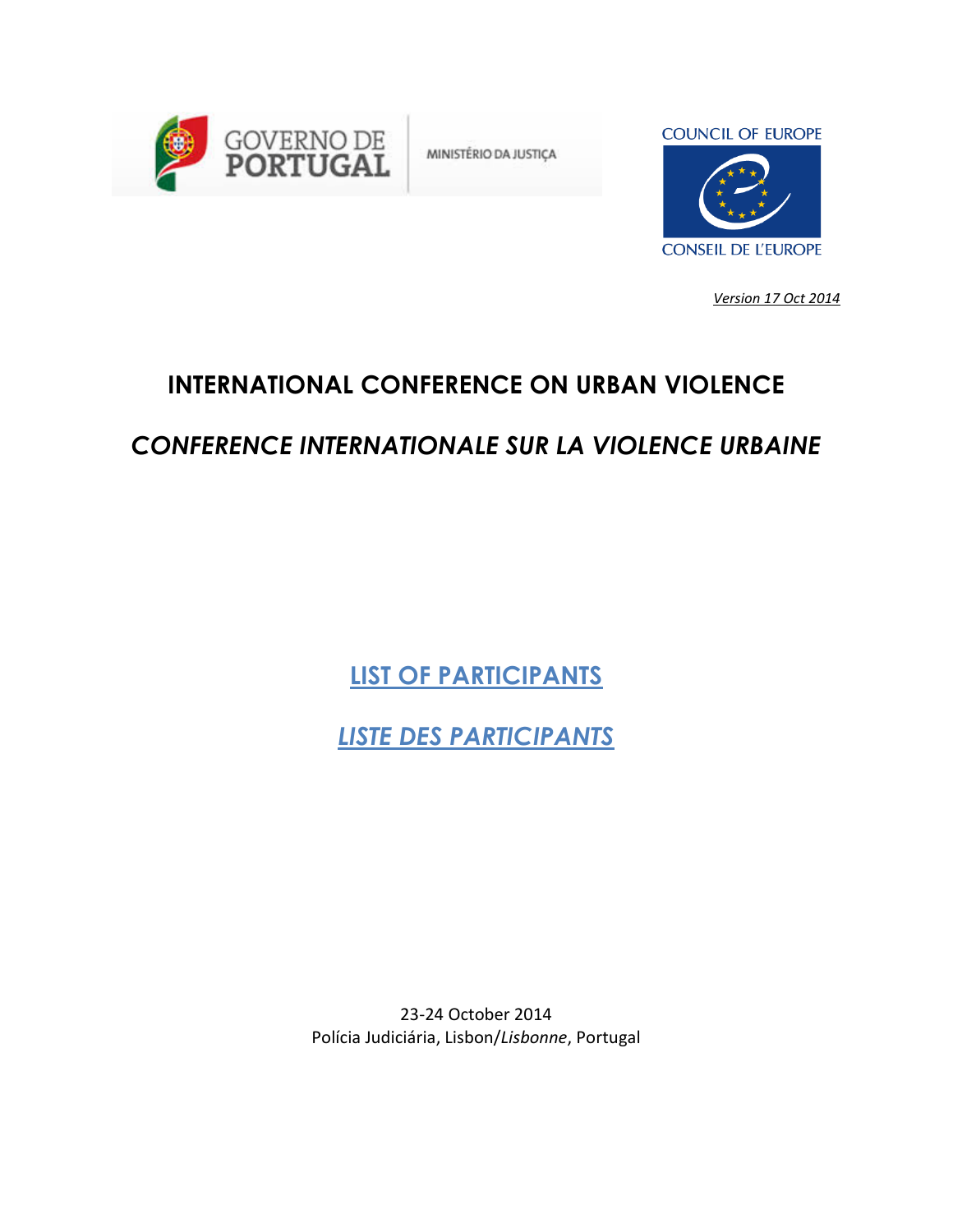GOVERNO DE PORTUGAL

MINISTÉRIO DA JUSTIÇA

COUNCIL OF EUROPE

CONSEIL DE L'EUROPE

*Version 17 Oct 2014*

# INTERNATIONAL CONFERENCE ON URBAN VIOLENCE

# *CONFERENCE INTERNATIONALE SUR LA VIOLENCE URBAINE*

## LIST OF PARTICIPANTS

## *LISTE DES PARTICIPANTS*

23-24 October 2014

Polícia Judiciária, Lisbon/*Lisbonne*, Portugal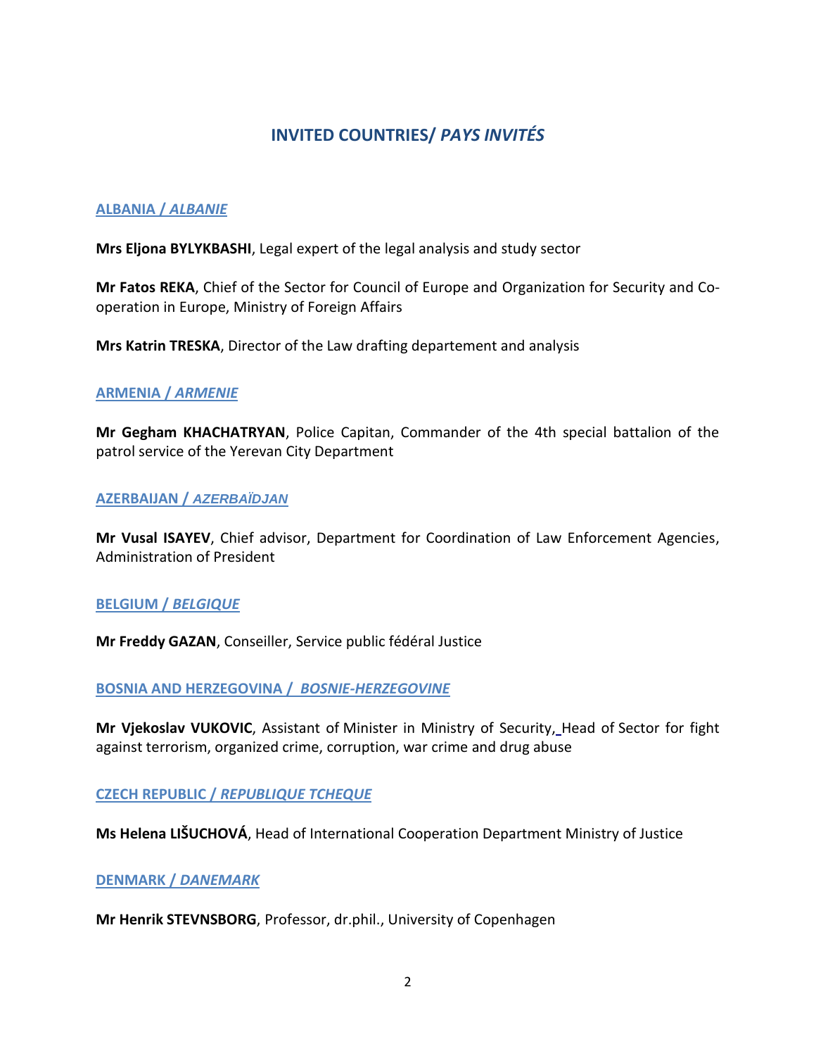## INVITED COUNTRIES/ *PAYS INVITÉS*

### ALBANIA / *ALBANIE*

**Mrs Eljona BYLYKBASHI**, Legal expert of the legal analysis and study sector

**Mr Fatos REKA**, Chief of the Sector for Council of Europe and Organization for Security and Co-operation in Europe, Ministry of Foreign Affairs

**Mrs Katrin TRESKA**, Director of the Law drafting departement and analysis

### ARMENIA / *ARMENIE*

**Mr Gegham KHACHATRYAN**, Police Capitan, Commander of the 4th special battalion of the patrol service of the Yerevan City Department

### AZERBAIJAN / *AZERBAÏDJAN*

**Mr Vusal ISAYEV**, Chief advisor, Department for Coordination of Law Enforcement Agencies, Administration of President

### BELGIUM / *BELGIQUE*

**Mr Freddy GAZAN**, Conseiller, Service public fédéral Justice

### BOSNIA AND HERZEGOVINA / *BOSNIE-HERZEGOVINE*

**Mr Vjekoslav VUKOVIC**, Assistant of Minister in Ministry of Security, Head of Sector for fight against terrorism, organized crime, corruption, war crime and drug abuse

### CZECH REPUBLIC / *REPUBLIQUE TCHEQUE*

**Ms Helena LIŠUCHOVÁ**, Head of International Cooperation Department Ministry of Justice

### DENMARK / *DANEMARK*

**Mr Henrik STEVNSBORG**, Professor, dr.phil., University of Copenhagen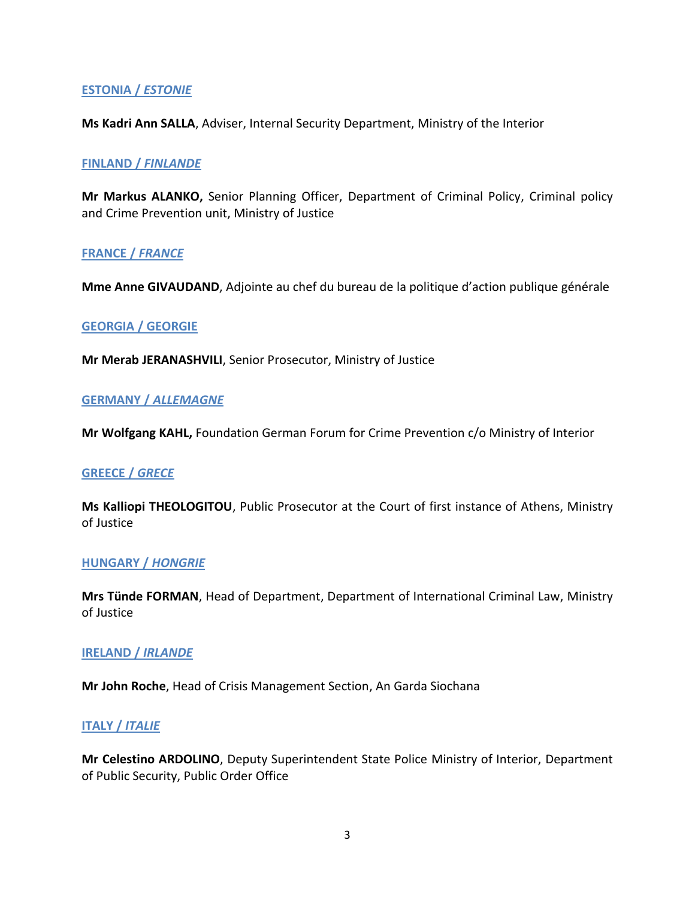**ESTONIA / *ESTONIE***

**Ms Kadri Ann SALLA**, Adviser, Internal Security Department, Ministry of the Interior

**FINLAND / *FINLANDE***

**Mr Markus ALANKO,** Senior Planning Officer, Department of Criminal Policy, Criminal policy and Crime Prevention unit, Ministry of Justice

**FRANCE / *FRANCE***

**Mme Anne GIVAUDAND**, Adjointe au chef du bureau de la politique d'action publique générale

**GEORGIA / GEORGIE**

**Mr Merab JERANASHVILI**, Senior Prosecutor, Ministry of Justice

**GERMANY / *ALLEMAGNE***

**Mr Wolfgang KAHL,** Foundation German Forum for Crime Prevention c/o Ministry of Interior

**GREECE / *GRECE***

**Ms Kalliopi THEOLOGITOU**, Public Prosecutor at the Court of first instance of Athens, Ministry of Justice

**HUNGARY / *HONGRIE***

**Mrs Tünde FORMAN**, Head of Department, Department of International Criminal Law, Ministry of Justice

**IRELAND / *IRLANDE***

**Mr John Roche**, Head of Crisis Management Section, An Garda Siochana

**ITALY / *ITALIE***

**Mr Celestino ARDOLINO**, Deputy Superintendent State Police Ministry of Interior, Department of Public Security, Public Order Office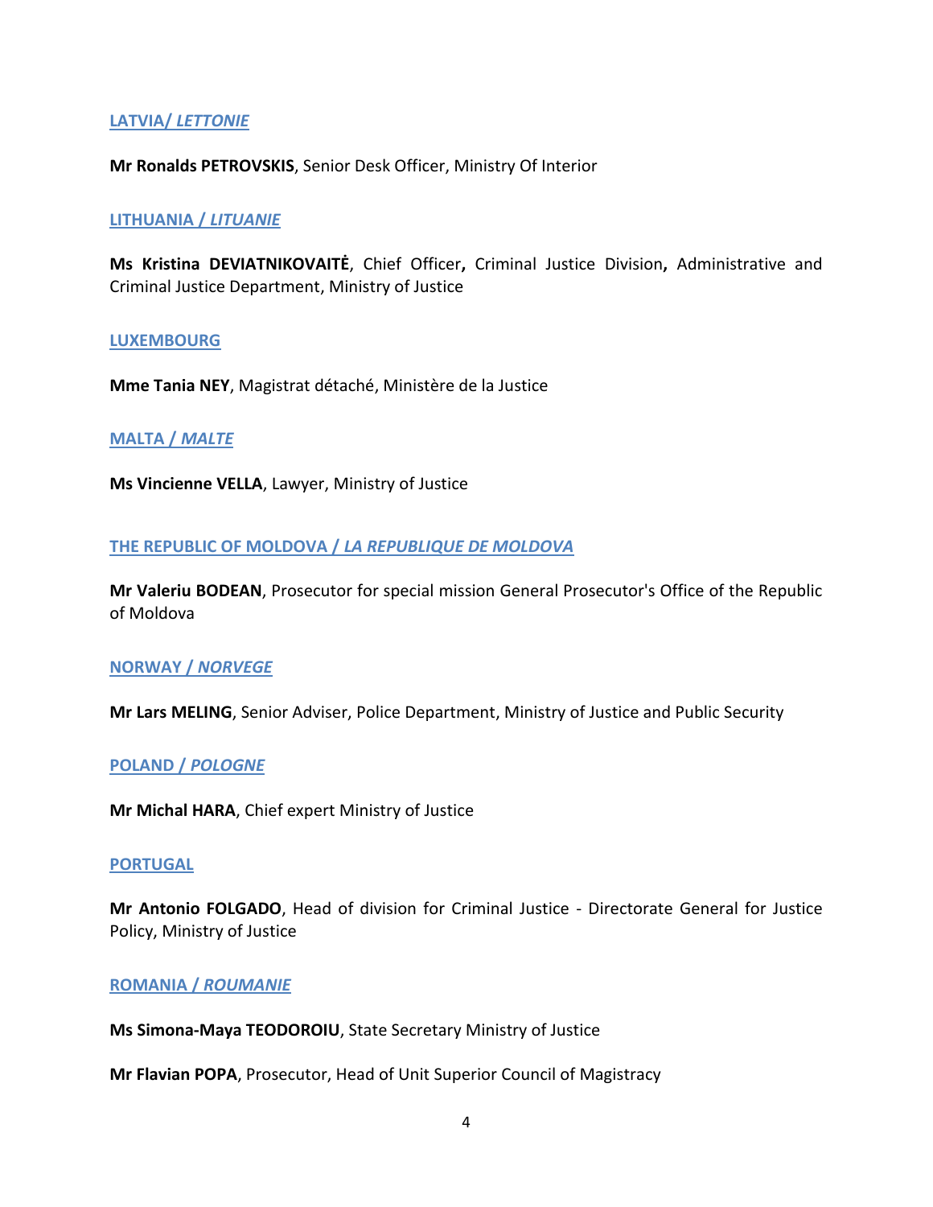### LATVIA/ *LETTONIE*

**Mr Ronalds PETROVSKIS**, Senior Desk Officer, Ministry Of Interior

### LITHUANIA / *LITUANIE*

**Ms Kristina DEVIATNIKOVAITĖ**, Chief Officer**,** Criminal Justice Division**,** Administrative and Criminal Justice Department, Ministry of Justice

### LUXEMBOURG

**Mme Tania NEY**, Magistrat détaché, Ministère de la Justice

### MALTA / *MALTE*

**Ms Vincienne VELLA**, Lawyer, Ministry of Justice

### THE REPUBLIC OF MOLDOVA / *LA REPUBLIQUE DE MOLDOVA*

**Mr Valeriu BODEAN**, Prosecutor for special mission General Prosecutor's Office of the Republic of Moldova

### NORWAY / *NORVEGE*

**Mr Lars MELING**, Senior Adviser, Police Department, Ministry of Justice and Public Security

### POLAND / *POLOGNE*

**Mr Michal HARA**, Chief expert Ministry of Justice

### PORTUGAL

**Mr Antonio FOLGADO**, Head of division for Criminal Justice - Directorate General for Justice Policy, Ministry of Justice

### ROMANIA / *ROUMANIE*

**Ms Simona-Maya TEODOROIU**, State Secretary Ministry of Justice

**Mr Flavian POPA**, Prosecutor, Head of Unit Superior Council of Magistracy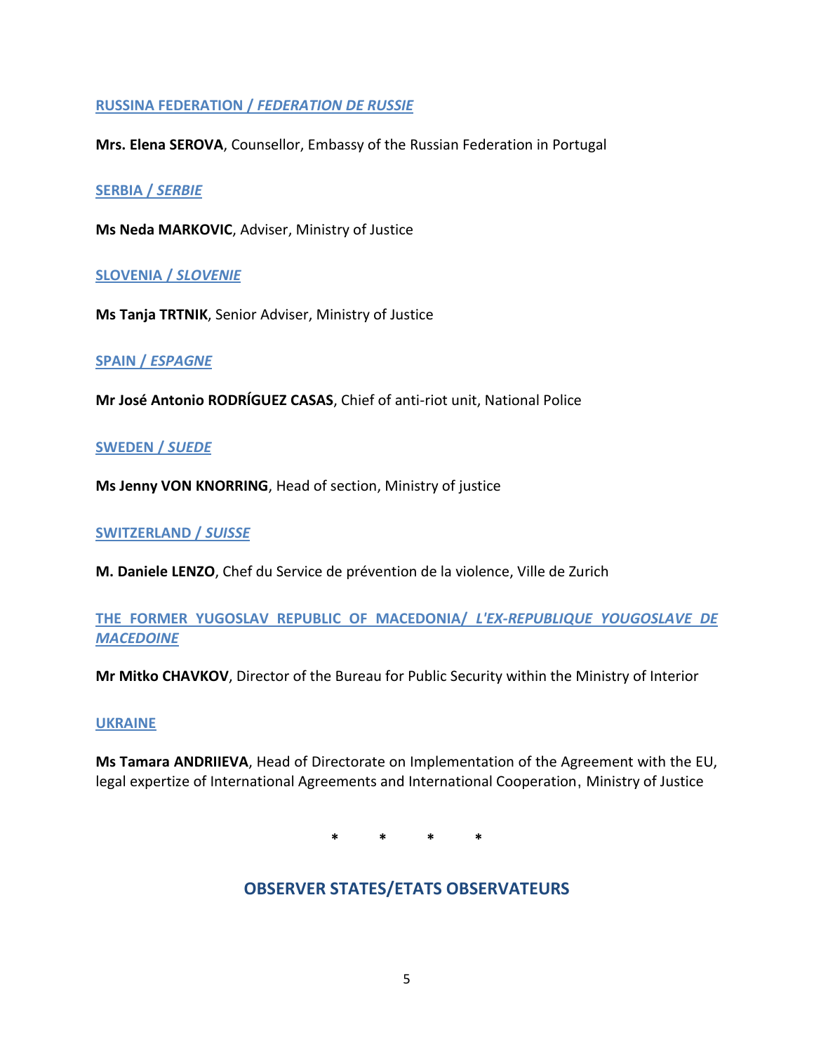**RUSSINA FEDERATION / *FEDERATION DE RUSSIE***

**Mrs. Elena SEROVA**, Counsellor, Embassy of the Russian Federation in Portugal

**SERBIA / *SERBIE***

**Ms Neda MARKOVIC**, Adviser, Ministry of Justice

**SLOVENIA / *SLOVENIE***

**Ms Tanja TRTNIK**, Senior Adviser, Ministry of Justice

**SPAIN / *ESPAGNE***

**Mr José Antonio RODRÍGUEZ CASAS**, Chief of anti-riot unit, National Police

**SWEDEN / *SUEDE***

**Ms Jenny VON KNORRING**, Head of section, Ministry of justice

**SWITZERLAND / *SUISSE***

**M. Daniele LENZO**, Chef du Service de prévention de la violence, Ville de Zurich

**THE FORMER YUGOSLAV REPUBLIC OF MACEDONIA/ *L'EX-REPUBLIQUE YOUGOSLAVE DE MACEDOINE***

**Mr Mitko CHAVKOV**, Director of the Bureau for Public Security within the Ministry of Interior

**UKRAINE**

**Ms Tamara ANDRIIEVA**, Head of Directorate on Implementation of the Agreement with the EU, legal expertize of International Agreements and International Cooperation, Ministry of Justice

\* \* \* \*

## OBSERVER STATES/ETATS OBSERVATEURS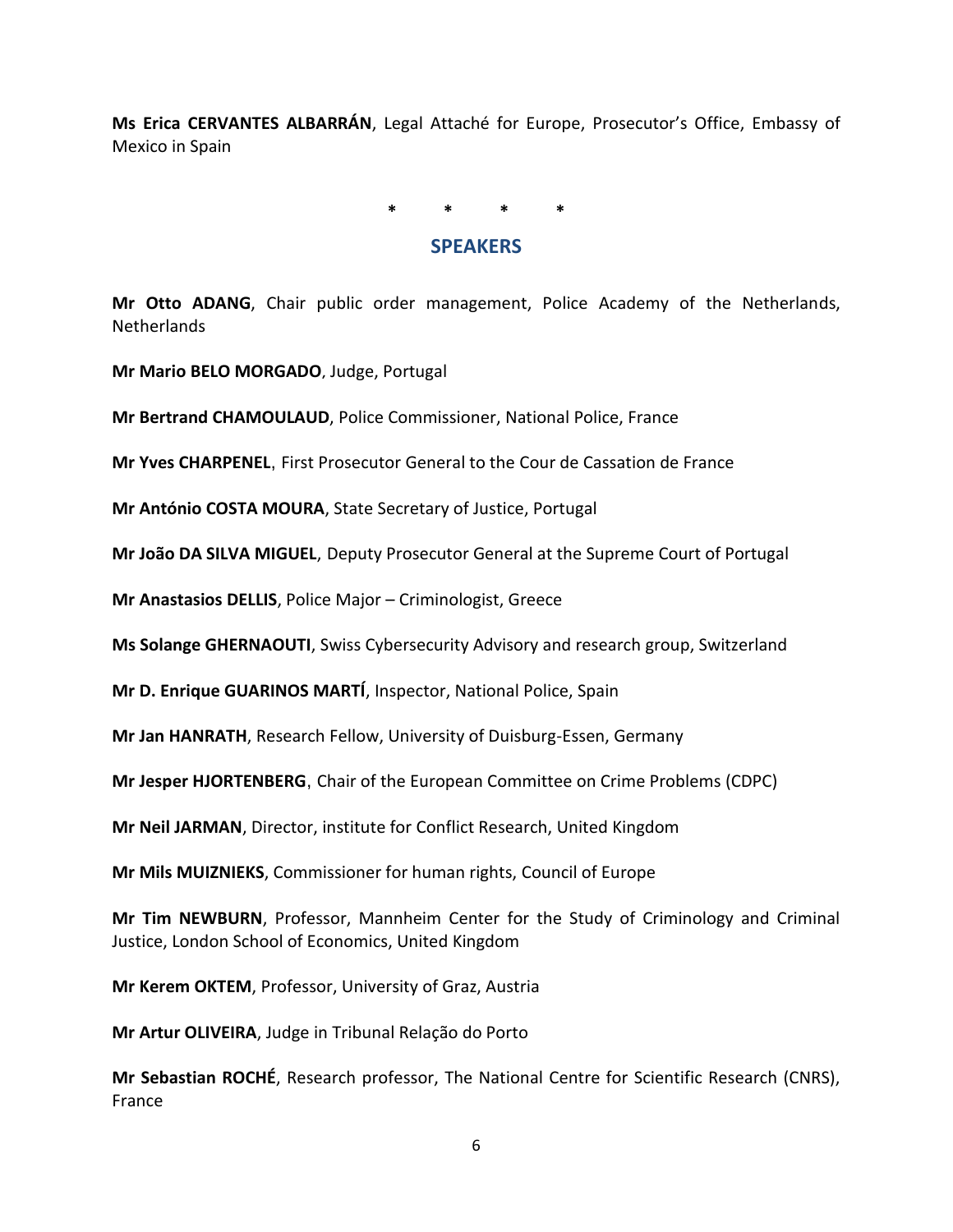**Ms Erica CERVANTES ALBARRÁN**, Legal Attaché for Europe, Prosecutor's Office, Embassy of Mexico in Spain

\* \* \* \*

## SPEAKERS

**Mr Otto ADANG**, Chair public order management, Police Academy of the Netherlands, Netherlands

**Mr Mario BELO MORGADO**, Judge, Portugal

**Mr Bertrand CHAMOULAUD**, Police Commissioner, National Police, France

**Mr Yves CHARPENEL**, First Prosecutor General to the Cour de Cassation de France

**Mr António COSTA MOURA**, State Secretary of Justice, Portugal

**Mr João DA SILVA MIGUEL**, Deputy Prosecutor General at the Supreme Court of Portugal

**Mr Anastasios DELLIS**, Police Major – Criminologist, Greece

**Ms Solange GHERNAOUTI**, Swiss Cybersecurity Advisory and research group, Switzerland

**Mr D. Enrique GUARINOS MARTÍ**, Inspector, National Police, Spain

**Mr Jan HANRATH**, Research Fellow, University of Duisburg-Essen, Germany

**Mr Jesper HJORTENBERG**, Chair of the European Committee on Crime Problems (CDPC)

**Mr Neil JARMAN**, Director, institute for Conflict Research, United Kingdom

**Mr Mils MUIZNIEKS**, Commissioner for human rights, Council of Europe

**Mr Tim NEWBURN**, Professor, Mannheim Center for the Study of Criminology and Criminal Justice, London School of Economics, United Kingdom

**Mr Kerem OKTEM**, Professor, University of Graz, Austria

**Mr Artur OLIVEIRA**, Judge in Tribunal Relação do Porto

**Mr Sebastian ROCHÉ**, Research professor, The National Centre for Scientific Research (CNRS), France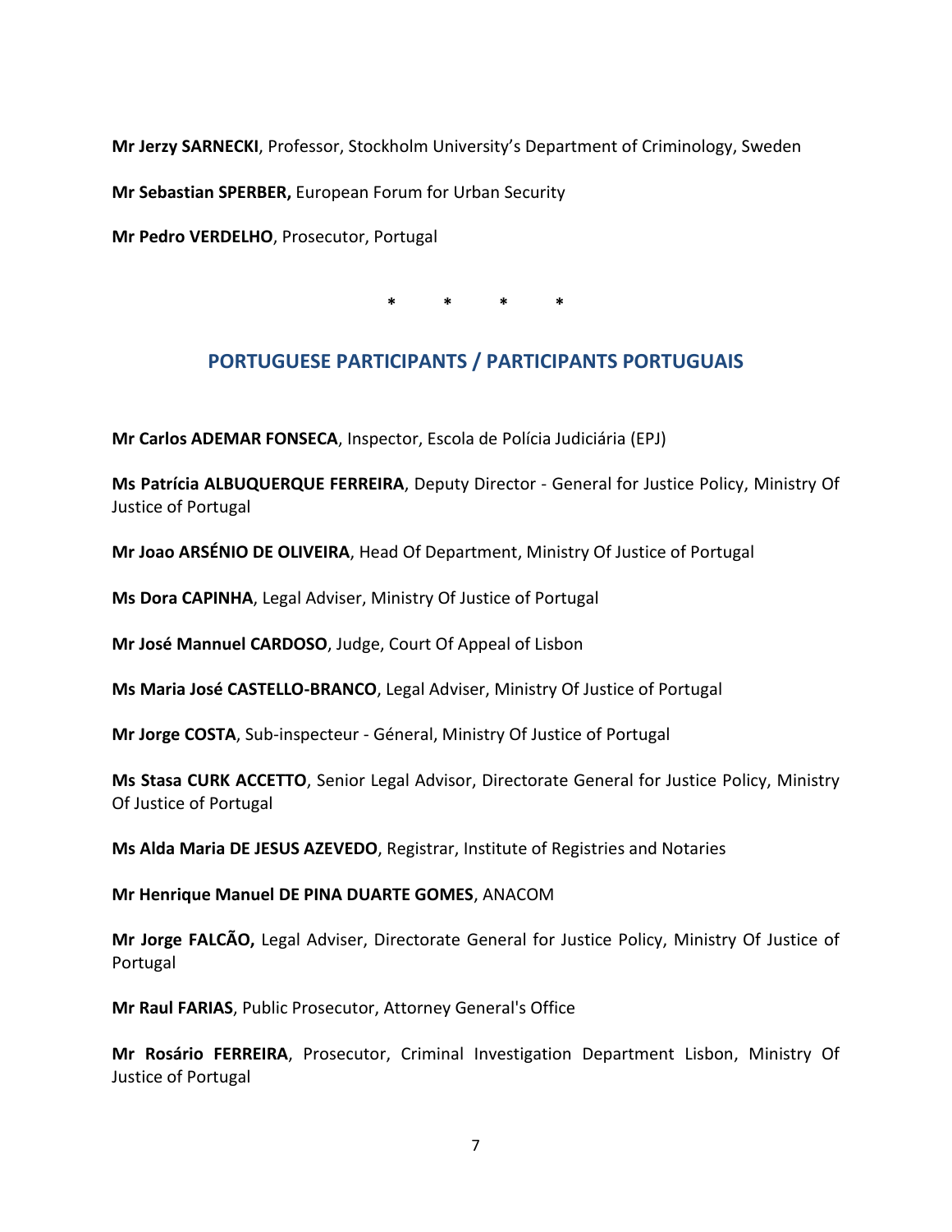**Mr Jerzy SARNECKI**, Professor, Stockholm University's Department of Criminology, Sweden

**Mr Sebastian SPERBER,** European Forum for Urban Security

**Mr Pedro VERDELHO**, Prosecutor, Portugal

\* \* \* \*

## PORTUGUESE PARTICIPANTS / PARTICIPANTS PORTUGUAIS

**Mr Carlos ADEMAR FONSECA**, Inspector, Escola de Polícia Judiciária (EPJ)

**Ms Patrícia ALBUQUERQUE FERREIRA**, Deputy Director - General for Justice Policy, Ministry Of Justice of Portugal

**Mr Joao ARSÉNIO DE OLIVEIRA**, Head Of Department, Ministry Of Justice of Portugal

**Ms Dora CAPINHA**, Legal Adviser, Ministry Of Justice of Portugal

**Mr José Mannuel CARDOSO**, Judge, Court Of Appeal of Lisbon

**Ms Maria José CASTELLO-BRANCO**, Legal Adviser, Ministry Of Justice of Portugal

**Mr Jorge COSTA**, Sub-inspecteur - Géneral, Ministry Of Justice of Portugal

**Ms Stasa CURK ACCETTO**, Senior Legal Advisor, Directorate General for Justice Policy, Ministry Of Justice of Portugal

**Ms Alda Maria DE JESUS AZEVEDO**, Registrar, Institute of Registries and Notaries

**Mr Henrique Manuel DE PINA DUARTE GOMES**, ANACOM

**Mr Jorge FALCÃO,** Legal Adviser, Directorate General for Justice Policy, Ministry Of Justice of Portugal

**Mr Raul FARIAS**, Public Prosecutor, Attorney General's Office

**Mr Rosário FERREIRA**, Prosecutor, Criminal Investigation Department Lisbon, Ministry Of Justice of Portugal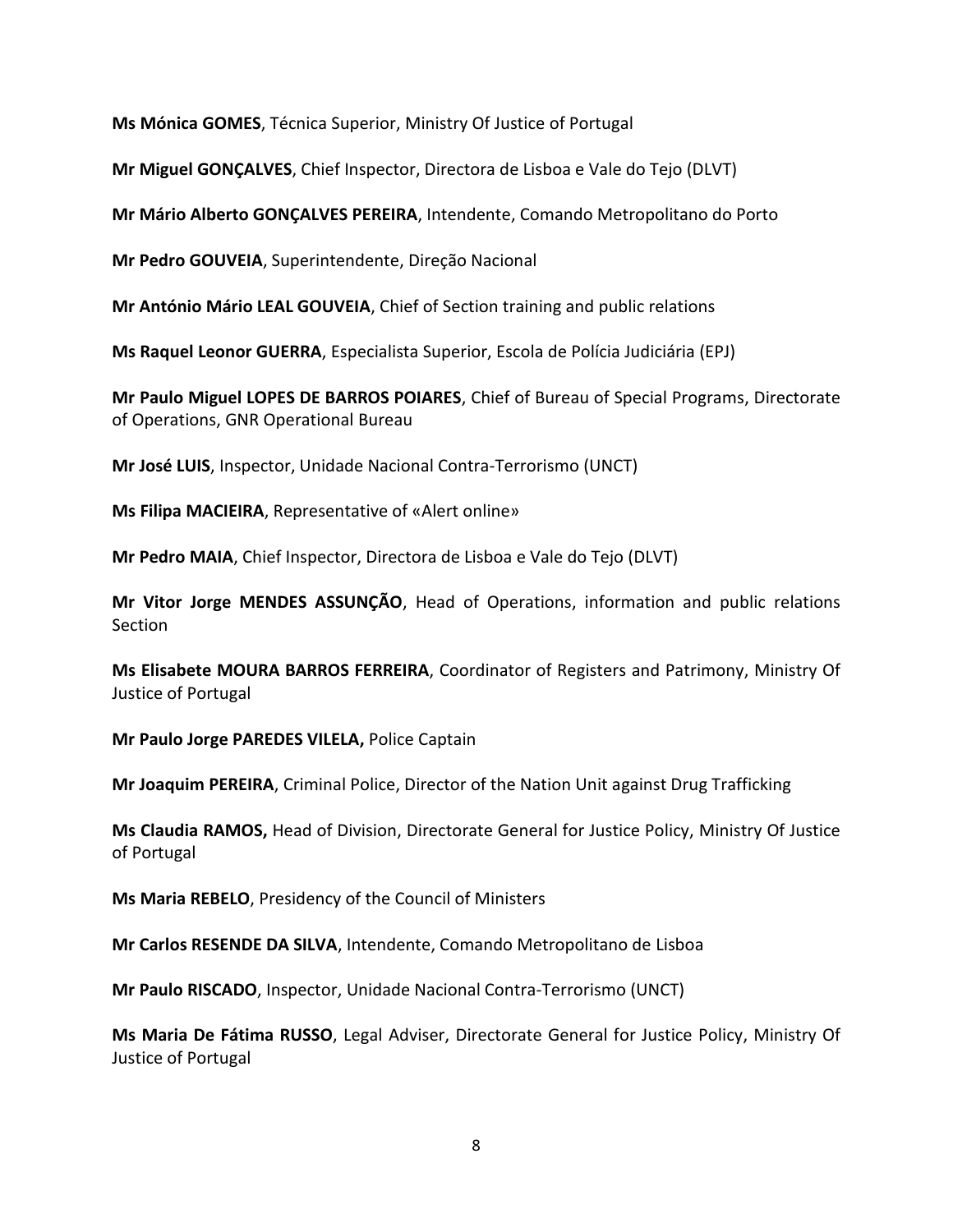**Ms Mónica GOMES**, Técnica Superior, Ministry Of Justice of Portugal

**Mr Miguel GONÇALVES**, Chief Inspector, Directora de Lisboa e Vale do Tejo (DLVT)

**Mr Mário Alberto GONÇALVES PEREIRA**, Intendente, Comando Metropolitano do Porto

**Mr Pedro GOUVEIA**, Superintendente, Direção Nacional

**Mr António Mário LEAL GOUVEIA**, Chief of Section training and public relations

**Ms Raquel Leonor GUERRA**, Especialista Superior, Escola de Polícia Judiciária (EPJ)

**Mr Paulo Miguel LOPES DE BARROS POIARES**, Chief of Bureau of Special Programs, Directorate of Operations, GNR Operational Bureau

**Mr José LUIS**, Inspector, Unidade Nacional Contra-Terrorismo (UNCT)

**Ms Filipa MACIEIRA**, Representative of «Alert online»

**Mr Pedro MAIA**, Chief Inspector, Directora de Lisboa e Vale do Tejo (DLVT)

**Mr Vitor Jorge MENDES ASSUNÇÃO**, Head of Operations, information and public relations Section

**Ms Elisabete MOURA BARROS FERREIRA**, Coordinator of Registers and Patrimony, Ministry Of Justice of Portugal

**Mr Paulo Jorge PAREDES VILELA,** Police Captain

**Mr Joaquim PEREIRA**, Criminal Police, Director of the Nation Unit against Drug Trafficking

**Ms Claudia RAMOS,** Head of Division, Directorate General for Justice Policy, Ministry Of Justice of Portugal

**Ms Maria REBELO**, Presidency of the Council of Ministers

**Mr Carlos RESENDE DA SILVA**, Intendente, Comando Metropolitano de Lisboa

**Mr Paulo RISCADO**, Inspector, Unidade Nacional Contra-Terrorismo (UNCT)

**Ms Maria De Fátima RUSSO**, Legal Adviser, Directorate General for Justice Policy, Ministry Of Justice of Portugal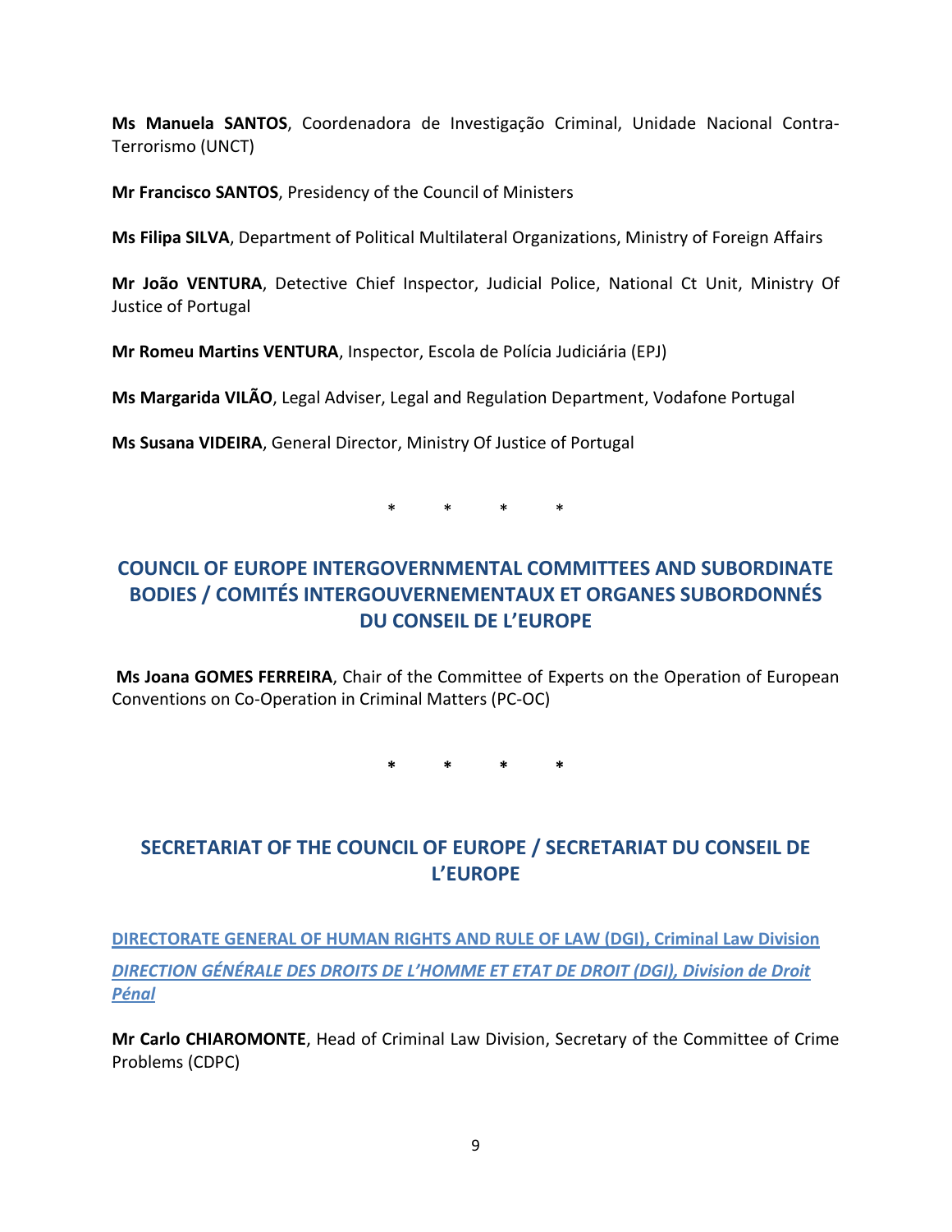**Ms Manuela SANTOS**, Coordenadora de Investigação Criminal, Unidade Nacional Contra-Terrorismo (UNCT)

**Mr Francisco SANTOS**, Presidency of the Council of Ministers

**Ms Filipa SILVA**, Department of Political Multilateral Organizations, Ministry of Foreign Affairs

**Mr João VENTURA**, Detective Chief Inspector, Judicial Police, National Ct Unit, Ministry Of Justice of Portugal

**Mr Romeu Martins VENTURA**, Inspector, Escola de Polícia Judiciária (EPJ)

**Ms Margarida VILÃO**, Legal Adviser, Legal and Regulation Department, Vodafone Portugal

**Ms Susana VIDEIRA**, General Director, Ministry Of Justice of Portugal

\* \* \* \*

## COUNCIL OF EUROPE INTERGOVERNMENTAL COMMITTEES AND SUBORDINATE BODIES / COMITÉS INTERGOUVERNEMENTAUX ET ORGANES SUBORDONNÉS DU CONSEIL DE L'EUROPE

**Ms Joana GOMES FERREIRA**, Chair of the Committee of Experts on the Operation of European Conventions on Co-Operation in Criminal Matters (PC-OC)

\* \* \* \*

## SECRETARIAT OF THE COUNCIL OF EUROPE / SECRETARIAT DU CONSEIL DE L'EUROPE

**DIRECTORATE GENERAL OF HUMAN RIGHTS AND RULE OF LAW (DGI), Criminal Law Division**

***DIRECTION GÉNÉRALE DES DROITS DE L'HOMME ET ETAT DE DROIT (DGI), Division de Droit Pénal***

**Mr Carlo CHIAROMONTE**, Head of Criminal Law Division, Secretary of the Committee of Crime Problems (CDPC)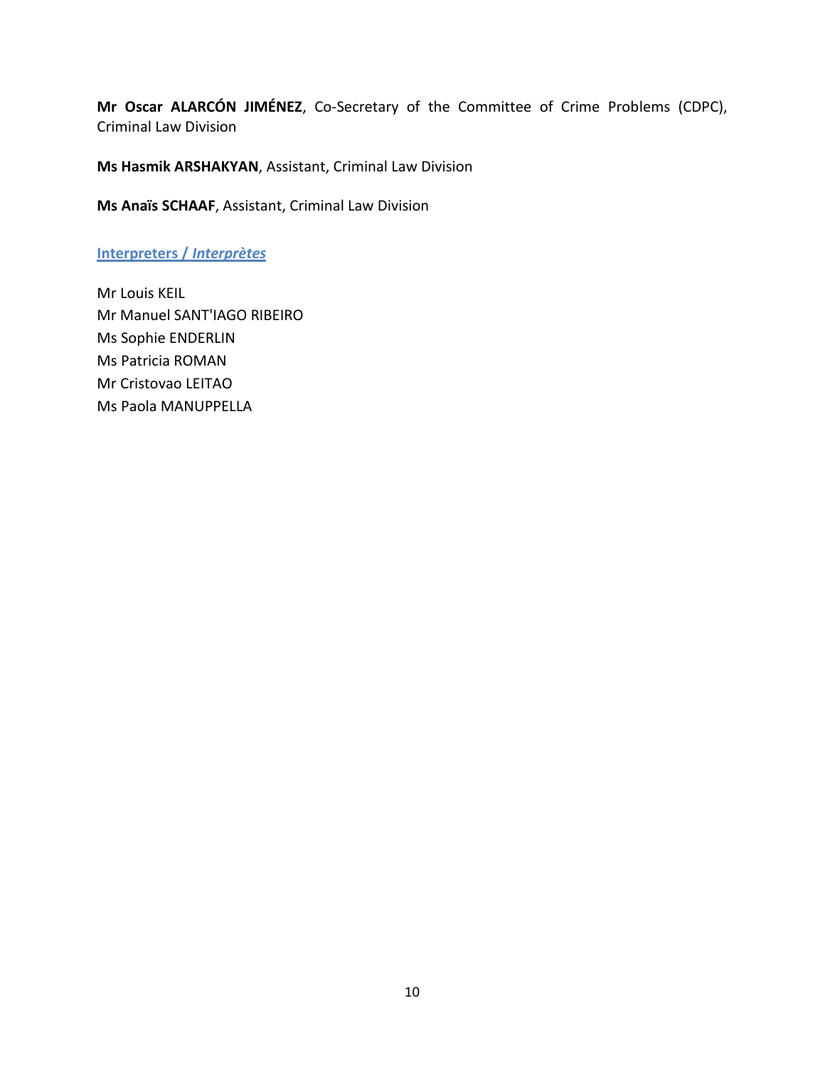**Mr Oscar ALARCÓN JIMÉNEZ**, Co-Secretary of the Committee of Crime Problems (CDPC), Criminal Law Division

**Ms Hasmik ARSHAKYAN**, Assistant, Criminal Law Division

**Ms Anaïs SCHAAF**, Assistant, Criminal Law Division

## Interpreters / *Interprètes*

Mr Louis KEIL
Mr Manuel SANT'IAGO RIBEIRO
Ms Sophie ENDERLIN
Ms Patricia ROMAN
Mr Cristovao LEITAO
Ms Paola MANUPPELLA